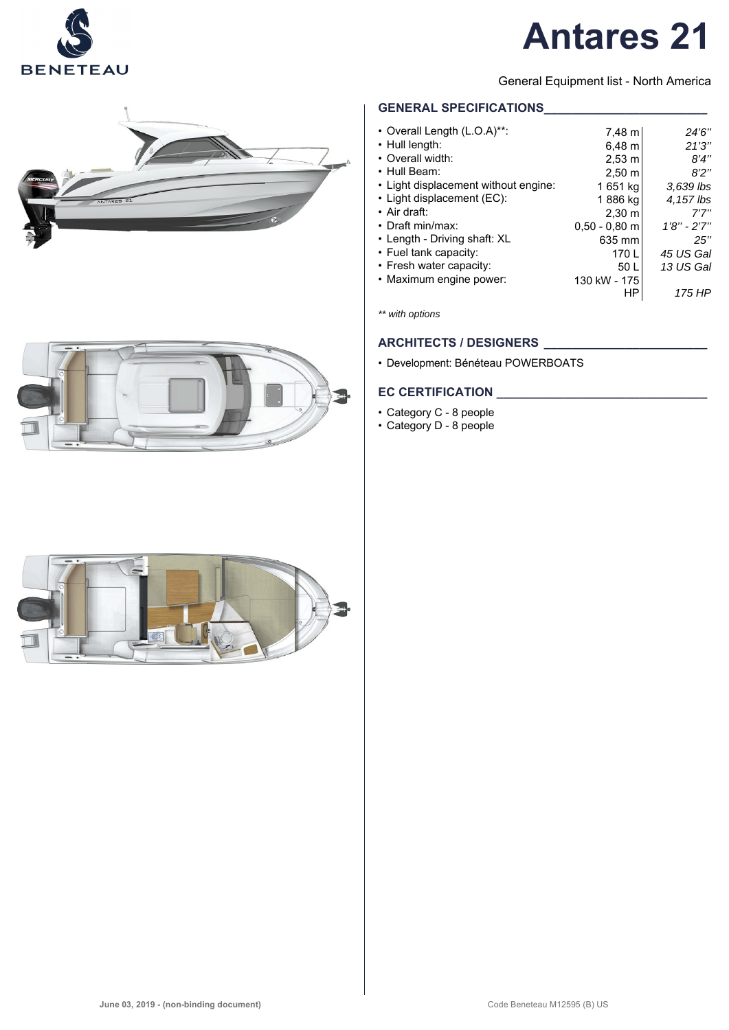# Antares 21

General Equipment list - North America

## GENERAL SPECIFICATIONS

| | | |
|---|---|---|
| • Overall Length (L.O.A)**: | 7,48 m | *24'6''* |
| • Hull length: | 6,48 m | *21'3''* |
| • Overall width: | 2,53 m | *8'4''* |
| • Hull Beam: | 2,50 m | *8'2''* |
| • Light displacement without engine: | 1 651 kg | *3,639 lbs* |
| • Light displacement (EC): | 1 886 kg | *4,157 lbs* |
| • Air draft: | 2,30 m | *7'7''* |
| • Draft min/max: | 0,50 - 0,80 m | *1'8'' - 2'7''* |
| • Length - Driving shaft: XL | 635 mm | *25''* |
| • Fuel tank capacity: | 170 L | *45 US Gal* |
| • Fresh water capacity: | 50 L | *13 US Gal* |
| • Maximum engine power: | 130 kW - 175 HP | *175 HP* |

*** with options*

## ARCHITECTS / DESIGNERS

• Development: Bénéteau POWERBOATS

## EC CERTIFICATION

• Category C - 8 people
• Category D - 8 people

June 03, 2019 - (non-binding document)

Code Beneteau M12595 (B) US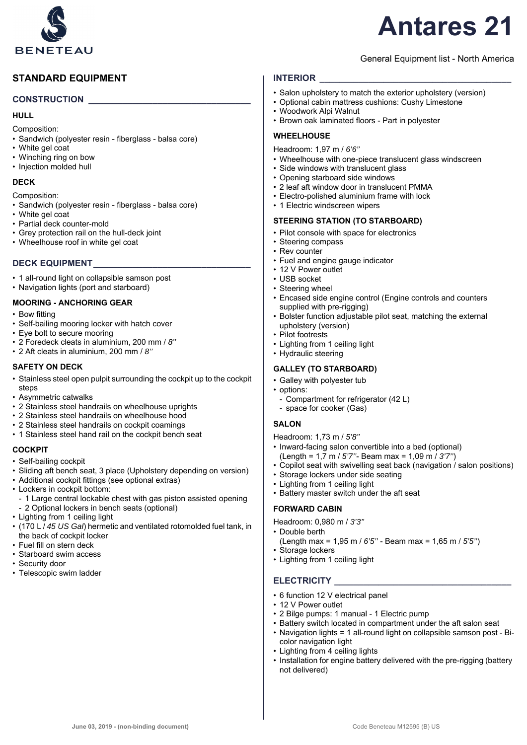BENETEAU

# Antares 21

General Equipment list - North America

## STANDARD EQUIPMENT

### CONSTRUCTION

#### HULL

Composition:
- Sandwich (polyester resin - fiberglass - balsa core)
- White gel coat
- Winching ring on bow
- Injection molded hull

#### DECK

Composition:
- Sandwich (polyester resin - fiberglass - balsa core)
- White gel coat
- Partial deck counter-mold
- Grey protection rail on the hull-deck joint
- Wheelhouse roof in white gel coat

### DECK EQUIPMENT

- 1 all-round light on collapsible samson post
- Navigation lights (port and starboard)

#### MOORING - ANCHORING GEAR

- Bow fitting
- Self-bailing mooring locker with hatch cover
- Eye bolt to secure mooring
- 2 Foredeck cleats in aluminium, 200 mm / *8''*
- 2 Aft cleats in aluminium, 200 mm / *8''*

#### SAFETY ON DECK

- Stainless steel open pulpit surrounding the cockpit up to the cockpit steps
- Asymmetric catwalks
- 2 Stainless steel handrails on wheelhouse uprights
- 2 Stainless steel handrails on wheelhouse hood
- 2 Stainless steel handrails on cockpit coamings
- 1 Stainless steel hand rail on the cockpit bench seat

#### COCKPIT

- Self-bailing cockpit
- Sliding aft bench seat, 3 place (Upholstery depending on version)
- Additional cockpit fittings (see optional extras)
- Lockers in cockpit bottom:
  - 1 Large central lockable chest with gas piston assisted opening
  - 2 Optional lockers in bench seats (optional)
- Lighting from 1 ceiling light
- (170 L / *45 US Gal*) hermetic and ventilated rotomolded fuel tank, in the back of cockpit locker
- Fuel fill on stern deck
- Starboard swim access
- Security door
- Telescopic swim ladder

### INTERIOR

- Salon upholstery to match the exterior upholstery (version)
- Optional cabin mattress cushions: Cushy Limestone
- Woodwork Alpi Walnut
- Brown oak laminated floors - Part in polyester

#### WHEELHOUSE

Headroom: 1,97 m / *6'6''*
- Wheelhouse with one-piece translucent glass windscreen
- Side windows with translucent glass
- Opening starboard side windows
- 2 leaf aft window door in translucent PMMA
- Electro-polished aluminium frame with lock
- 1 Electric windscreen wipers

#### STEERING STATION (TO STARBOARD)

- Pilot console with space for electronics
- Steering compass
- Rev counter
- Fuel and engine gauge indicator
- 12 V Power outlet
- USB socket
- Steering wheel
- Encased side engine control (Engine controls and counters supplied with pre-rigging)
- Bolster function adjustable pilot seat, matching the external upholstery (version)
- Pilot footrests
- Lighting from 1 ceiling light
- Hydraulic steering

#### GALLEY (TO STARBOARD)

- Galley with polyester tub
- options:
  - Compartment for refrigerator (42 L)
  - space for cooker (Gas)

#### SALON

Headroom: 1,73 m / *5'8''*
- Inward-facing salon convertible into a bed (optional) (Length = 1,7 m / *5'7''*- Beam max = 1,09 m / *3'7''*)
- Copilot seat with swivelling seat back (navigation / salon positions)
- Storage lockers under side seating
- Lighting from 1 ceiling light
- Battery master switch under the aft seat

#### FORWARD CABIN

Headroom: 0,980 m / *3'3''*
- Double berth (Length max = 1,95 m / *6'5''* - Beam max = 1,65 m / *5'5''*)
- Storage lockers
- Lighting from 1 ceiling light

### ELECTRICITY

- 6 function 12 V electrical panel
- 12 V Power outlet
- 2 Bilge pumps: 1 manual - 1 Electric pump
- Battery switch located in compartment under the aft salon seat
- Navigation lights = 1 all-round light on collapsible samson post - Bi-color navigation light
- Lighting from 4 ceiling lights
- Installation for engine battery delivered with the pre-rigging (battery not delivered)

June 03, 2019 - (non-binding document)

Code Beneteau M12595 (B) US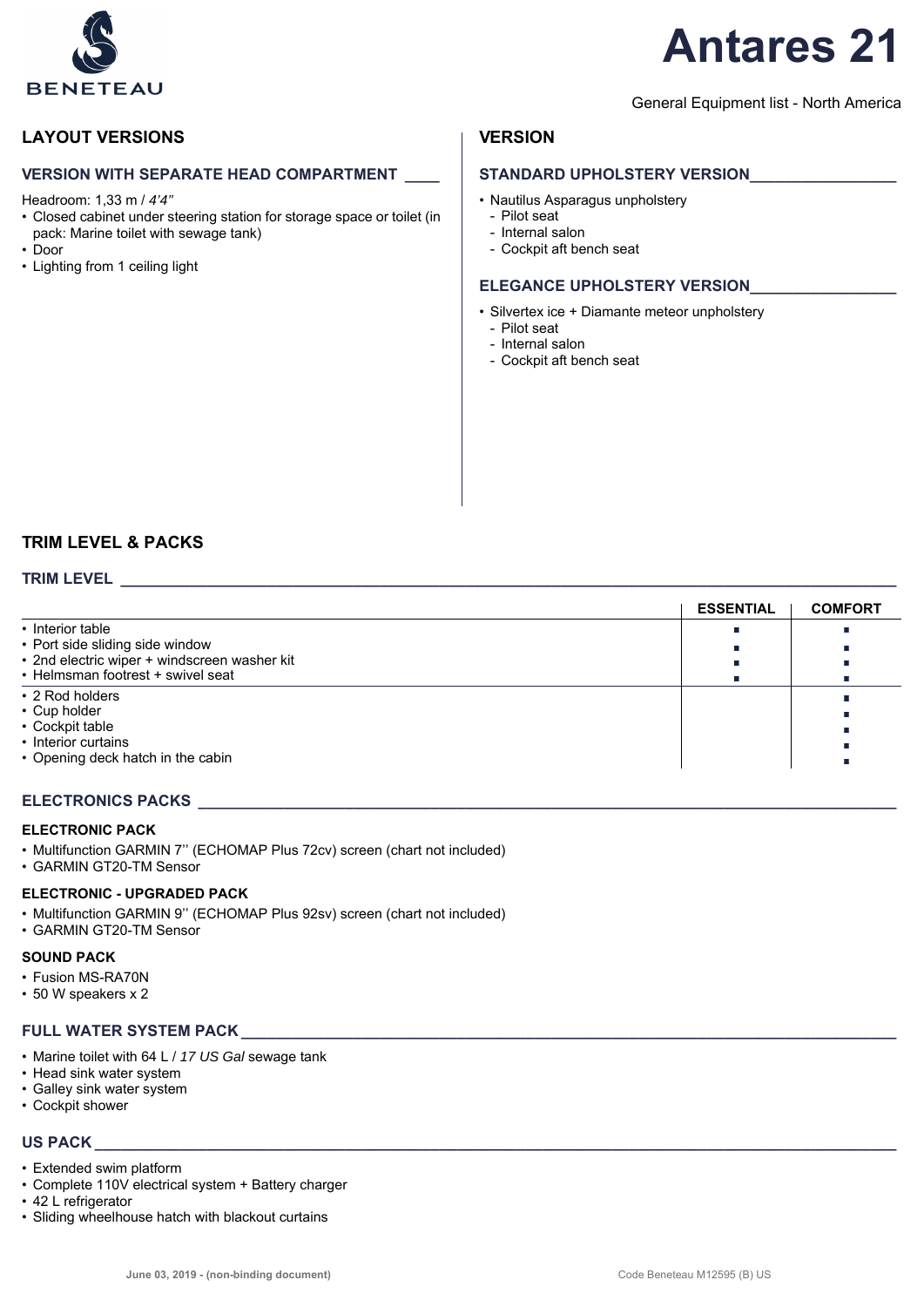# Antares 21

General Equipment list - North America

## LAYOUT VERSIONS

### VERSION WITH SEPARATE HEAD COMPARTMENT

Headroom: 1,33 m / *4'4"*

- Closed cabinet under steering station for storage space or toilet (in pack: Marine toilet with sewage tank)
- Door
- Lighting from 1 ceiling light

## VERSION

### STANDARD UPHOLSTERY VERSION

- Nautilus Asparagus unpholstery
  - Pilot seat
  - Internal salon
  - Cockpit aft bench seat

### ELEGANCE UPHOLSTERY VERSION

- Silvertex ice + Diamante meteor unpholstery
  - Pilot seat
  - Internal salon
  - Cockpit aft bench seat

## TRIM LEVEL & PACKS

### TRIM LEVEL

| | ESSENTIAL | COMFORT |
|---|---|---|
| • Interior table | ■ | ■ |
| • Port side sliding side window | ■ | ■ |
| • 2nd electric wiper + windscreen washer kit | ■ | ■ |
| • Helmsman footrest + swivel seat | ■ | ■ |
| • 2 Rod holders | | ■ |
| • Cup holder | | ■ |
| • Cockpit table | | ■ |
| • Interior curtains | | ■ |
| • Opening deck hatch in the cabin | | ■ |

### ELECTRONICS PACKS

#### ELECTRONIC PACK

- Multifunction GARMIN 7'' (ECHOMAP Plus 72cv) screen (chart not included)
- GARMIN GT20-TM Sensor

#### ELECTRONIC - UPGRADED PACK

- Multifunction GARMIN 9'' (ECHOMAP Plus 92sv) screen (chart not included)
- GARMIN GT20-TM Sensor

#### SOUND PACK

- Fusion MS-RA70N
- 50 W speakers x 2

### FULL WATER SYSTEM PACK

- Marine toilet with 64 L / *17 US Gal* sewage tank
- Head sink water system
- Galley sink water system
- Cockpit shower

### US PACK

- Extended swim platform
- Complete 110V electrical system + Battery charger
- 42 L refrigerator
- Sliding wheelhouse hatch with blackout curtains

June 03, 2019 - (non-binding document)

Code Beneteau M12595 (B) US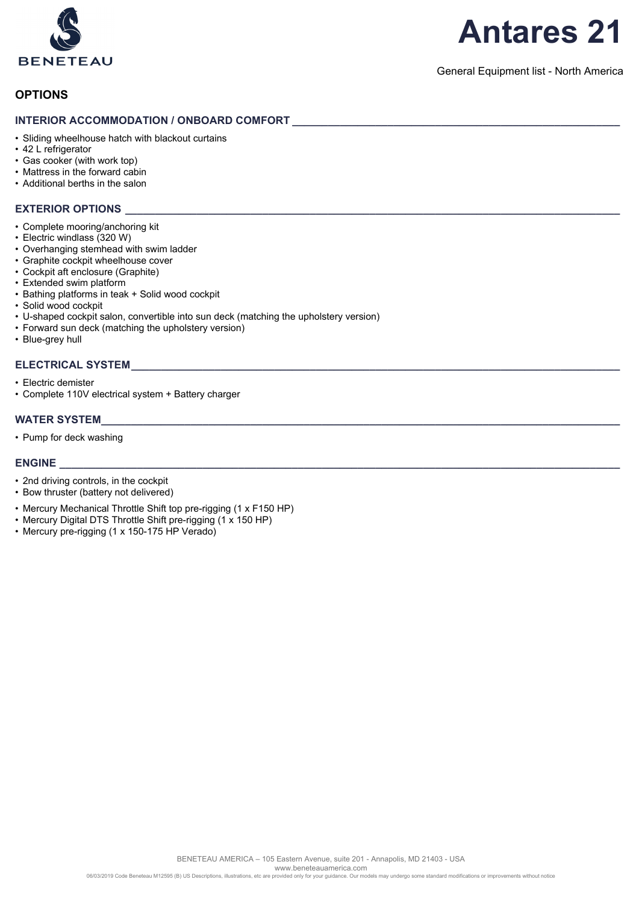# Antares 21

General Equipment list - North America

## OPTIONS

### INTERIOR ACCOMMODATION / ONBOARD COMFORT

- Sliding wheelhouse hatch with blackout curtains
- 42 L refrigerator
- Gas cooker (with work top)
- Mattress in the forward cabin
- Additional berths in the salon

### EXTERIOR OPTIONS

- Complete mooring/anchoring kit
- Electric windlass (320 W)
- Overhanging stemhead with swim ladder
- Graphite cockpit wheelhouse cover
- Cockpit aft enclosure (Graphite)
- Extended swim platform
- Bathing platforms in teak + Solid wood cockpit
- Solid wood cockpit
- U-shaped cockpit salon, convertible into sun deck (matching the upholstery version)
- Forward sun deck (matching the upholstery version)
- Blue-grey hull

### ELECTRICAL SYSTEM

- Electric demister
- Complete 110V electrical system + Battery charger

### WATER SYSTEM

- Pump for deck washing

### ENGINE

- 2nd driving controls, in the cockpit
- Bow thruster (battery not delivered)
- Mercury Mechanical Throttle Shift top pre-rigging (1 x F150 HP)
- Mercury Digital DTS Throttle Shift pre-rigging (1 x 150 HP)
- Mercury pre-rigging (1 x 150-175 HP Verado)

BENETEAU AMERICA – 105 Eastern Avenue, suite 201 - Annapolis, MD 21403 - USA
www.beneteauamerica.com
06/03/2019 Code Beneteau M12595 (B) US Descriptions, illustrations, etc are provided only for your guidance. Our models may undergo some standard modifications or improvements without notice